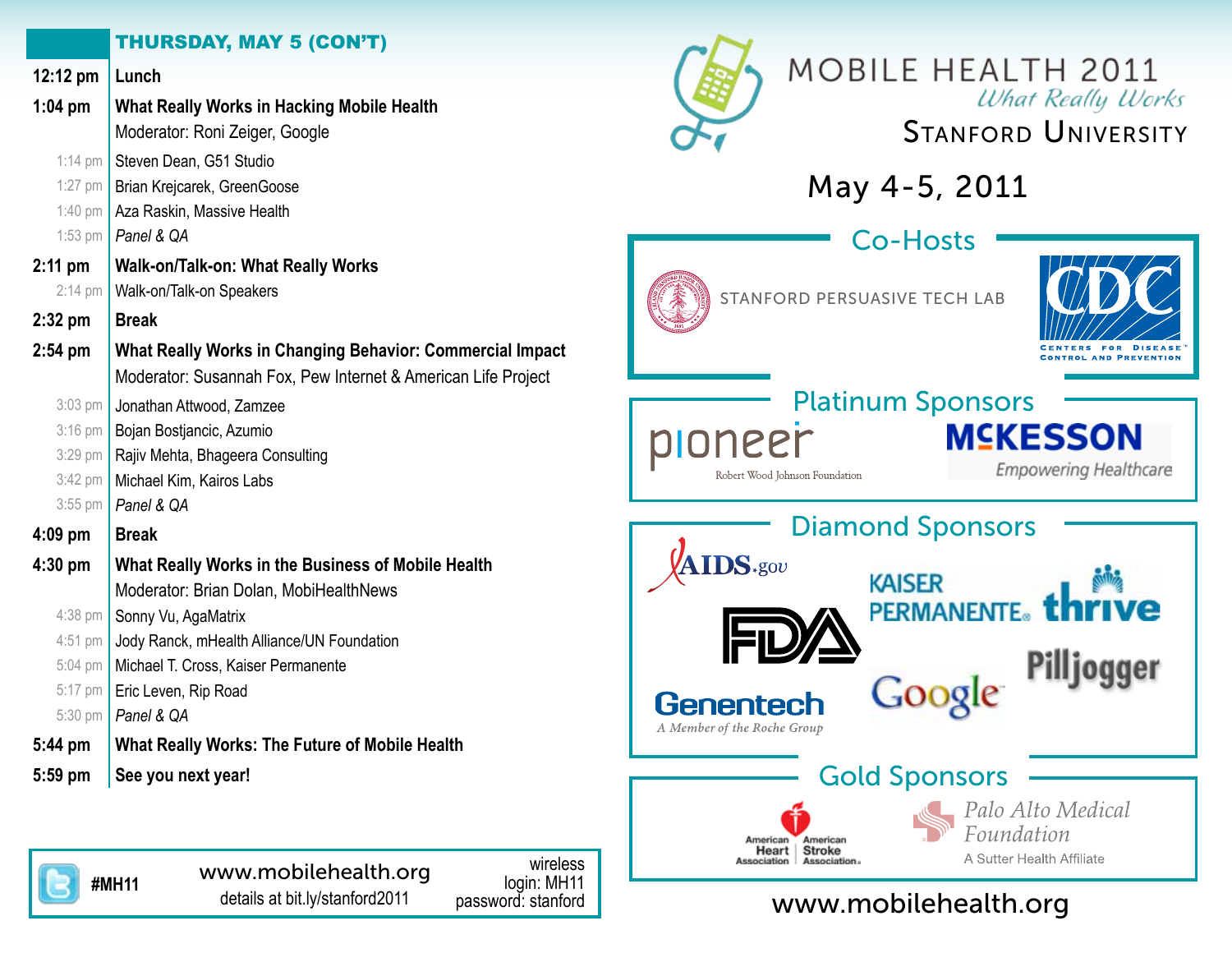## THURSDAY, MAY 5 (CON'T)

| | |
|---|---|
| **12:12 pm** | **Lunch** |
| **1:04 pm** | **What Really Works in Hacking Mobile Health** |
| | Moderator: Roni Zeiger, Google |
| 1:14 pm | Steven Dean, G51 Studio |
| 1:27 pm | Brian Krejcarek, GreenGoose |
| 1:40 pm | Aza Raskin, Massive Health |
| 1:53 pm | *Panel & QA* |
| **2:11 pm** | **Walk-on/Talk-on: What Really Works** |
| 2:14 pm | Walk-on/Talk-on Speakers |
| **2:32 pm** | **Break** |
| **2:54 pm** | **What Really Works in Changing Behavior: Commercial Impact** |
| | Moderator: Susannah Fox, Pew Internet & American Life Project |
| 3:03 pm | Jonathan Attwood, Zamzee |
| 3:16 pm | Bojan Bostjancic, Azumio |
| 3:29 pm | Rajiv Mehta, Bhageera Consulting |
| 3:42 pm | Michael Kim, Kairos Labs |
| 3:55 pm | *Panel & QA* |
| **4:09 pm** | **Break** |
| **4:30 pm** | **What Really Works in the Business of Mobile Health** |
| | Moderator: Brian Dolan, MobiHealthNews |
| 4:38 pm | Sonny Vu, AgaMatrix |
| 4:51 pm | Jody Ranck, mHealth Alliance/UN Foundation |
| 5:04 pm | Michael T. Cross, Kaiser Permanente |
| 5:17 pm | Eric Leven, Rip Road |
| 5:30 pm | *Panel & QA* |
| **5:44 pm** | **What Really Works: The Future of Mobile Health** |
| **5:59 pm** | **See you next year!** |

**#MH11**

www.mobilehealth.org
details at bit.ly/stanford2011

wireless
login: MH11
password: stanford

# MOBILE HEALTH 2011

*What Really Works*

STANFORD UNIVERSITY

May 4-5, 2011

## Co-Hosts

STANFORD PERSUASIVE TECH LAB

CDC — CENTERS FOR DISEASE CONTROL AND PREVENTION

## Platinum Sponsors

pioneer — Robert Wood Johnson Foundation

McKESSON — Empowering Healthcare

## Diamond Sponsors

AIDS.gov

FDA

KAISER PERMANENTE. thrive

Google

Pilljogger

Genentech — A Member of the Roche Group

## Gold Sponsors

American Heart Association | American Stroke Association

Palo Alto Medical Foundation — A Sutter Health Affiliate

www.mobilehealth.org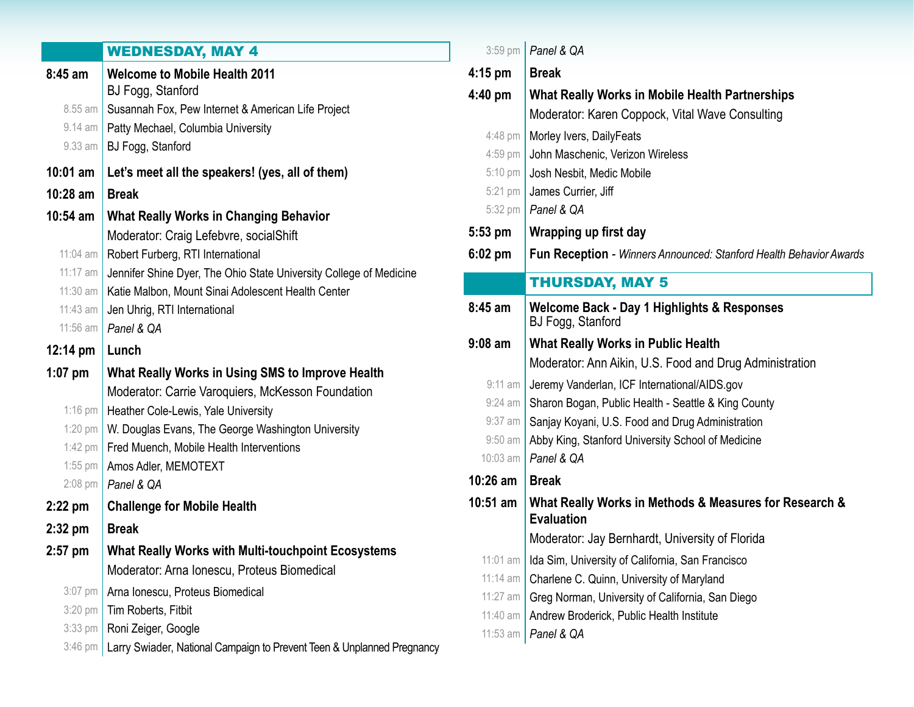## WEDNESDAY, MAY 4

**8:45 am** **Welcome to Mobile Health 2011**
BJ Fogg, Stanford

8.55 am Susannah Fox, Pew Internet & American Life Project

9.14 am Patty Mechael, Columbia University

9.33 am BJ Fogg, Stanford

**10:01 am** **Let's meet all the speakers! (yes, all of them)**

**10:28 am** **Break**

**10:54 am** **What Really Works in Changing Behavior**
Moderator: Craig Lefebvre, socialShift

11:04 am Robert Furberg, RTI International

11:17 am Jennifer Shine Dyer, The Ohio State University College of Medicine

11:30 am Katie Malbon, Mount Sinai Adolescent Health Center

11:43 am Jen Uhrig, RTI International

11:56 am *Panel & QA*

**12:14 pm** **Lunch**

**1:07 pm** **What Really Works in Using SMS to Improve Health**
Moderator: Carrie Varoquiers, McKesson Foundation

1:16 pm Heather Cole-Lewis, Yale University

1:20 pm W. Douglas Evans, The George Washington University

1:42 pm Fred Muench, Mobile Health Interventions

1:55 pm Amos Adler, MEMOTEXT

2:08 pm *Panel & QA*

**2:22 pm** **Challenge for Mobile Health**

**2:32 pm** **Break**

**2:57 pm** **What Really Works with Multi-touchpoint Ecosystems**
Moderator: Arna Ionescu, Proteus Biomedical

3:07 pm Arna Ionescu, Proteus Biomedical

3:20 pm Tim Roberts, Fitbit

3:33 pm Roni Zeiger, Google

3:46 pm Larry Swiader, National Campaign to Prevent Teen & Unplanned Pregnancy

3:59 pm *Panel & QA*

**4:15 pm** **Break**

**4:40 pm** **What Really Works in Mobile Health Partnerships**
Moderator: Karen Coppock, Vital Wave Consulting

4:48 pm Morley Ivers, DailyFeats

4:59 pm John Maschenic, Verizon Wireless

5:10 pm Josh Nesbit, Medic Mobile

5:21 pm James Currier, Jiff

5:32 pm *Panel & QA*

**5:53 pm** **Wrapping up first day**

**6:02 pm** **Fun Reception** - *Winners Announced: Stanford Health Behavior Awards*

## THURSDAY, MAY 5

**8:45 am** **Welcome Back - Day 1 Highlights & Responses**
BJ Fogg, Stanford

**9:08 am** **What Really Works in Public Health**
Moderator: Ann Aikin, U.S. Food and Drug Administration

9:11 am Jeremy Vanderlan, ICF International/AIDS.gov

9:24 am Sharon Bogan, Public Health - Seattle & King County

9:37 am Sanjay Koyani, U.S. Food and Drug Administration

9:50 am Abby King, Stanford University School of Medicine

10:03 am *Panel & QA*

**10:26 am** **Break**

**10:51 am** **What Really Works in Methods & Measures for Research & Evaluation**
Moderator: Jay Bernhardt, University of Florida

11:01 am Ida Sim, University of California, San Francisco

11:14 am Charlene C. Quinn, University of Maryland

11:27 am Greg Norman, University of California, San Diego

11:40 am Andrew Broderick, Public Health Institute

11:53 am *Panel & QA*